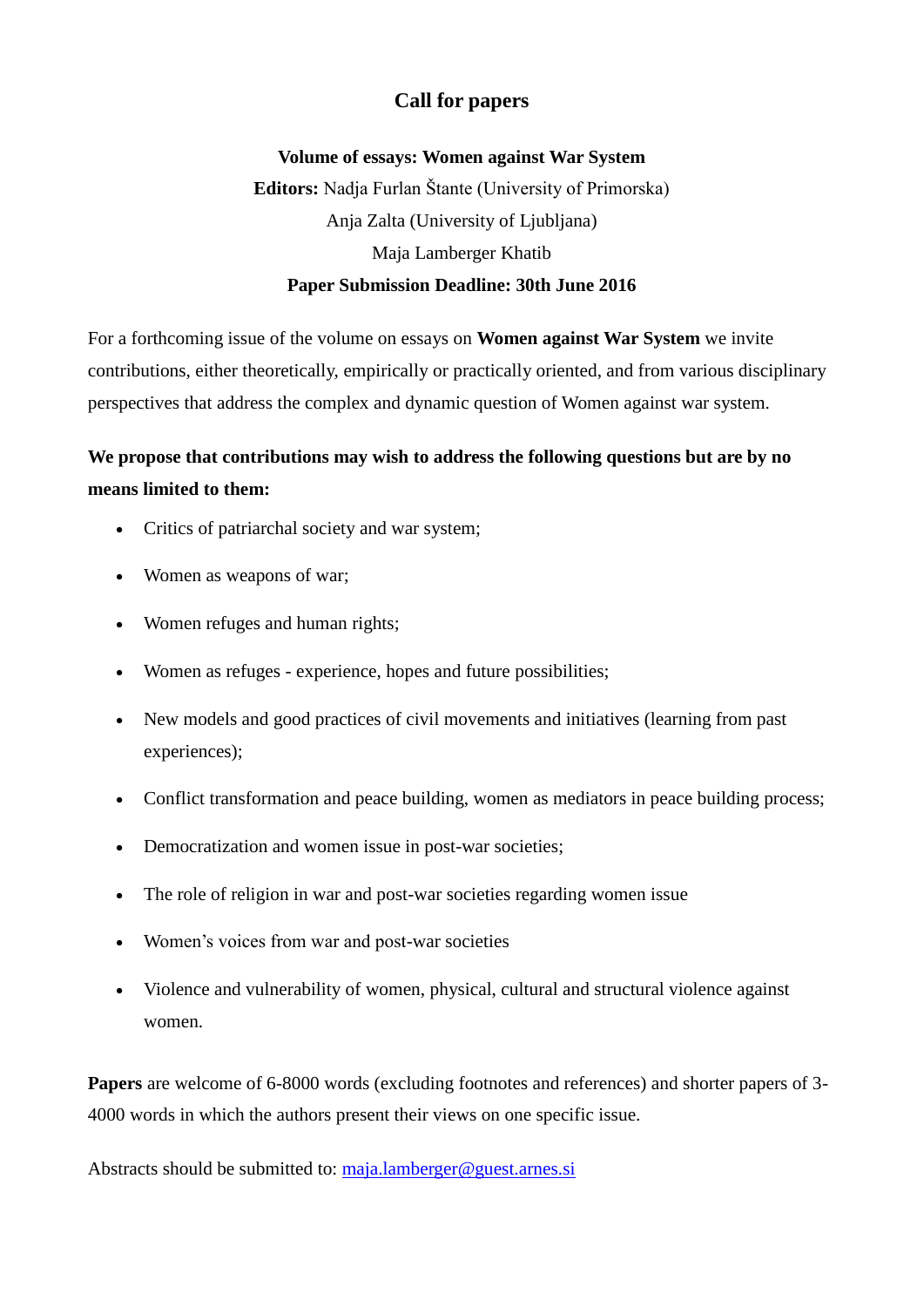# Call for papers

**Volume of essays: Women against War System**

**Editors:** Nadja Furlan Štante (University of Primorska)

Anja Zalta (University of Ljubljana)

Maja Lamberger Khatib

**Paper Submission Deadline: 30th June 2016**

For a forthcoming issue of the volume on essays on **Women against War System** we invite contributions, either theoretically, empirically or practically oriented, and from various disciplinary perspectives that address the complex and dynamic question of Women against war system.

**We propose that contributions may wish to address the following questions but are by no means limited to them:**

- Critics of patriarchal society and war system;
- Women as weapons of war;
- Women refuges and human rights;
- Women as refuges - experience, hopes and future possibilities;
- New models and good practices of civil movements and initiatives (learning from past experiences);
- Conflict transformation and peace building, women as mediators in peace building process;
- Democratization and women issue in post-war societies;
- The role of religion in war and post-war societies regarding women issue
- Women's voices from war and post-war societies
- Violence and vulnerability of women, physical, cultural and structural violence against women.

**Papers** are welcome of 6-8000 words (excluding footnotes and references) and shorter papers of 3-4000 words in which the authors present their views on one specific issue.

Abstracts should be submitted to: maja.lamberger@guest.arnes.si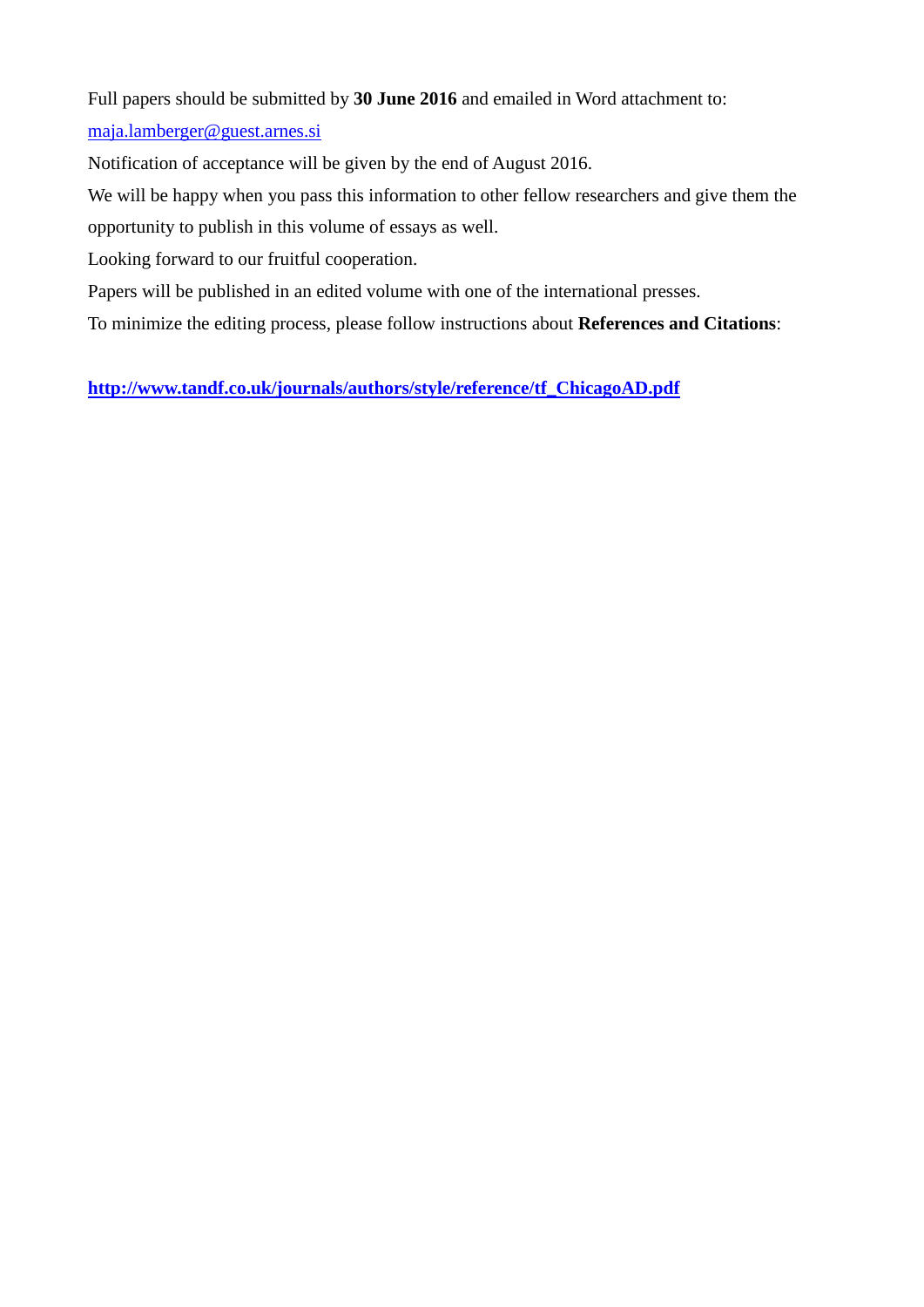Full papers should be submitted by **30 June 2016** and emailed in Word attachment to: maja.lamberger@guest.arnes.si

Notification of acceptance will be given by the end of August 2016.

We will be happy when you pass this information to other fellow researchers and give them the opportunity to publish in this volume of essays as well.

Looking forward to our fruitful cooperation.

Papers will be published in an edited volume with one of the international presses.

To minimize the editing process, please follow instructions about **References and Citations**:

**http://www.tandf.co.uk/journals/authors/style/reference/tf_ChicagoAD.pdf**